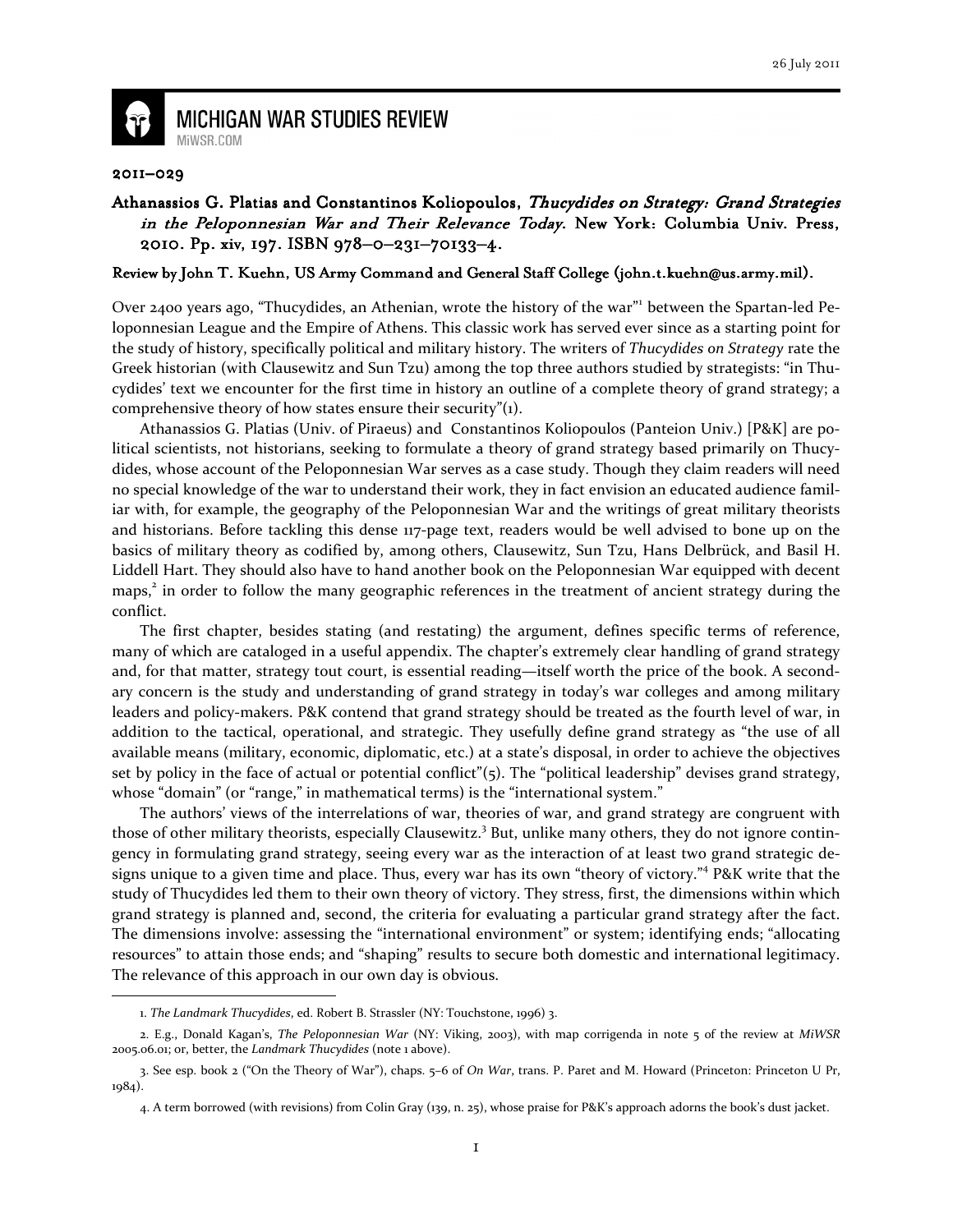26 July 2011

**MICHIGAN WAR STUDIES REVIEW**
MiWSR.COM

**2011–029**

**Athanassios G. Platias and Constantinos Koliopoulos, *Thucydides on Strategy: Grand Strategies in the Peloponnesian War and Their Relevance Today*. New York: Columbia Univ. Press, 2010. Pp. xiv, 197. ISBN 978–0–231–70133–4.**

**Review by John T. Kuehn, US Army Command and General Staff College (john.t.kuehn@us.army.mil).**

Over 2400 years ago, "Thucydides, an Athenian, wrote the history of the war"[1] between the Spartan-led Peloponnesian League and the Empire of Athens. This classic work has served ever since as a starting point for the study of history, specifically political and military history. The writers of *Thucydides on Strategy* rate the Greek historian (with Clausewitz and Sun Tzu) among the top three authors studied by strategists: "in Thucydides' text we encounter for the first time in history an outline of a complete theory of grand strategy; a comprehensive theory of how states ensure their security"(1).

Athanassios G. Platias (Univ. of Piraeus) and Constantinos Koliopoulos (Panteion Univ.) [P&K] are political scientists, not historians, seeking to formulate a theory of grand strategy based primarily on Thucydides, whose account of the Peloponnesian War serves as a case study. Though they claim readers will need no special knowledge of the war to understand their work, they in fact envision an educated audience familiar with, for example, the geography of the Peloponnesian War and the writings of great military theorists and historians. Before tackling this dense 117-page text, readers would be well advised to bone up on the basics of military theory as codified by, among others, Clausewitz, Sun Tzu, Hans Delbrück, and Basil H. Liddell Hart. They should also have to hand another book on the Peloponnesian War equipped with decent maps,[2] in order to follow the many geographic references in the treatment of ancient strategy during the conflict.

The first chapter, besides stating (and restating) the argument, defines specific terms of reference, many of which are cataloged in a useful appendix. The chapter's extremely clear handling of grand strategy and, for that matter, strategy tout court, is essential reading—itself worth the price of the book. A secondary concern is the study and understanding of grand strategy in today's war colleges and among military leaders and policy-makers. P&K contend that grand strategy should be treated as the fourth level of war, in addition to the tactical, operational, and strategic. They usefully define grand strategy as "the use of all available means (military, economic, diplomatic, etc.) at a state's disposal, in order to achieve the objectives set by policy in the face of actual or potential conflict"(5). The "political leadership" devises grand strategy, whose "domain" (or "range," in mathematical terms) is the "international system."

The authors' views of the interrelations of war, theories of war, and grand strategy are congruent with those of other military theorists, especially Clausewitz.[3] But, unlike many others, they do not ignore contingency in formulating grand strategy, seeing every war as the interaction of at least two grand strategic designs unique to a given time and place. Thus, every war has its own "theory of victory."[4] P&K write that the study of Thucydides led them to their own theory of victory. They stress, first, the dimensions within which grand strategy is planned and, second, the criteria for evaluating a particular grand strategy after the fact. The dimensions involve: assessing the "international environment" or system; identifying ends; "allocating resources" to attain those ends; and "shaping" results to secure both domestic and international legitimacy. The relevance of this approach in our own day is obvious.

---

1. *The Landmark Thucydides*, ed. Robert B. Strassler (NY: Touchstone, 1996) 3.

2. E.g., Donald Kagan's, *The Peloponnesian War* (NY: Viking, 2003), with map corrigenda in note 5 of the review at *MiWSR* 2005.06.01; or, better, the *Landmark Thucydides* (note 1 above).

3. See esp. book 2 ("On the Theory of War"), chaps. 5–6 of *On War*, trans. P. Paret and M. Howard (Princeton: Princeton U Pr, 1984).

4. A term borrowed (with revisions) from Colin Gray (139, n. 25), whose praise for P&K's approach adorns the book's dust jacket.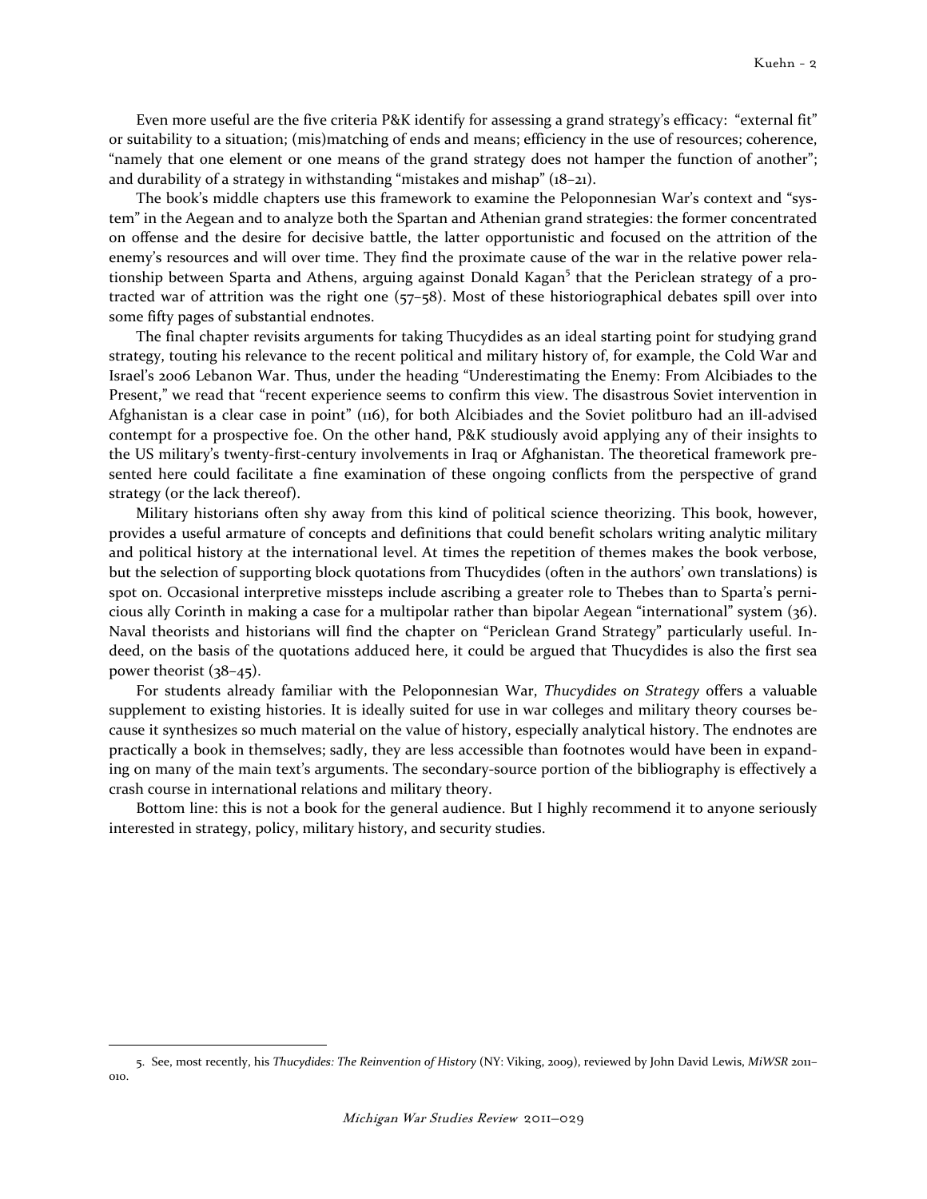Even more useful are the five criteria P&K identify for assessing a grand strategy's efficacy: "external fit" or suitability to a situation; (mis)matching of ends and means; efficiency in the use of resources; coherence, "namely that one element or one means of the grand strategy does not hamper the function of another"; and durability of a strategy in withstanding "mistakes and mishap" (18–21).

The book's middle chapters use this framework to examine the Peloponnesian War's context and "system" in the Aegean and to analyze both the Spartan and Athenian grand strategies: the former concentrated on offense and the desire for decisive battle, the latter opportunistic and focused on the attrition of the enemy's resources and will over time. They find the proximate cause of the war in the relative power relationship between Sparta and Athens, arguing against Donald Kagan[5] that the Periclean strategy of a protracted war of attrition was the right one (57–58). Most of these historiographical debates spill over into some fifty pages of substantial endnotes.

The final chapter revisits arguments for taking Thucydides as an ideal starting point for studying grand strategy, touting his relevance to the recent political and military history of, for example, the Cold War and Israel's 2006 Lebanon War. Thus, under the heading "Underestimating the Enemy: From Alcibiades to the Present," we read that "recent experience seems to confirm this view. The disastrous Soviet intervention in Afghanistan is a clear case in point" (116), for both Alcibiades and the Soviet politburo had an ill-advised contempt for a prospective foe. On the other hand, P&K studiously avoid applying any of their insights to the US military's twenty-first-century involvements in Iraq or Afghanistan. The theoretical framework presented here could facilitate a fine examination of these ongoing conflicts from the perspective of grand strategy (or the lack thereof).

Military historians often shy away from this kind of political science theorizing. This book, however, provides a useful armature of concepts and definitions that could benefit scholars writing analytic military and political history at the international level. At times the repetition of themes makes the book verbose, but the selection of supporting block quotations from Thucydides (often in the authors' own translations) is spot on. Occasional interpretive missteps include ascribing a greater role to Thebes than to Sparta's pernicious ally Corinth in making a case for a multipolar rather than bipolar Aegean "international" system (36). Naval theorists and historians will find the chapter on "Periclean Grand Strategy" particularly useful. Indeed, on the basis of the quotations adduced here, it could be argued that Thucydides is also the first sea power theorist (38–45).

For students already familiar with the Peloponnesian War, *Thucydides on Strategy* offers a valuable supplement to existing histories. It is ideally suited for use in war colleges and military theory courses because it synthesizes so much material on the value of history, especially analytical history. The endnotes are practically a book in themselves; sadly, they are less accessible than footnotes would have been in expanding on many of the main text's arguments. The secondary-source portion of the bibliography is effectively a crash course in international relations and military theory.

Bottom line: this is not a book for the general audience. But I highly recommend it to anyone seriously interested in strategy, policy, military history, and security studies.

---

5. See, most recently, his *Thucydides: The Reinvention of History* (NY: Viking, 2009), reviewed by John David Lewis, *MiWSR* 2011–010.